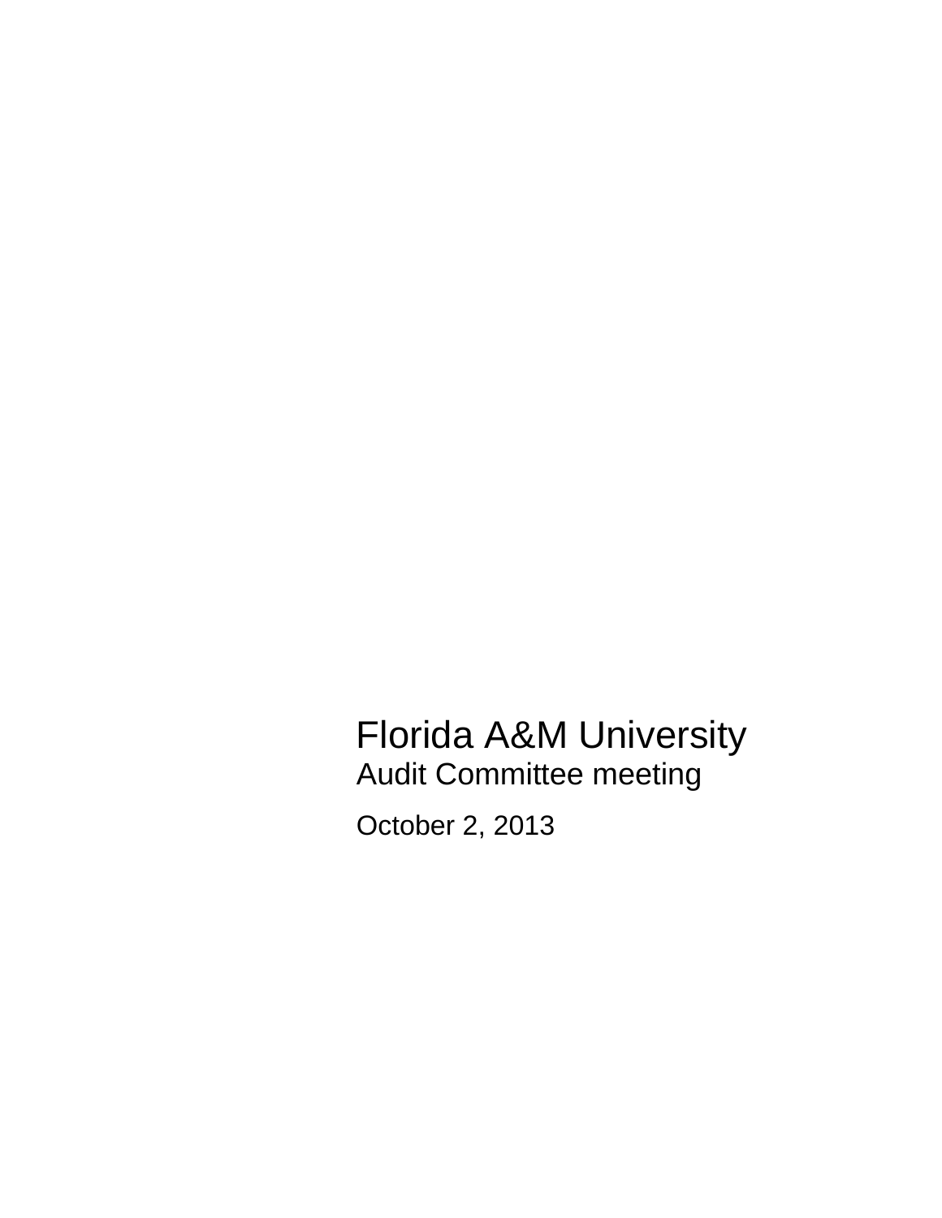# Florida A&M University

## Audit Committee meeting

October 2, 2013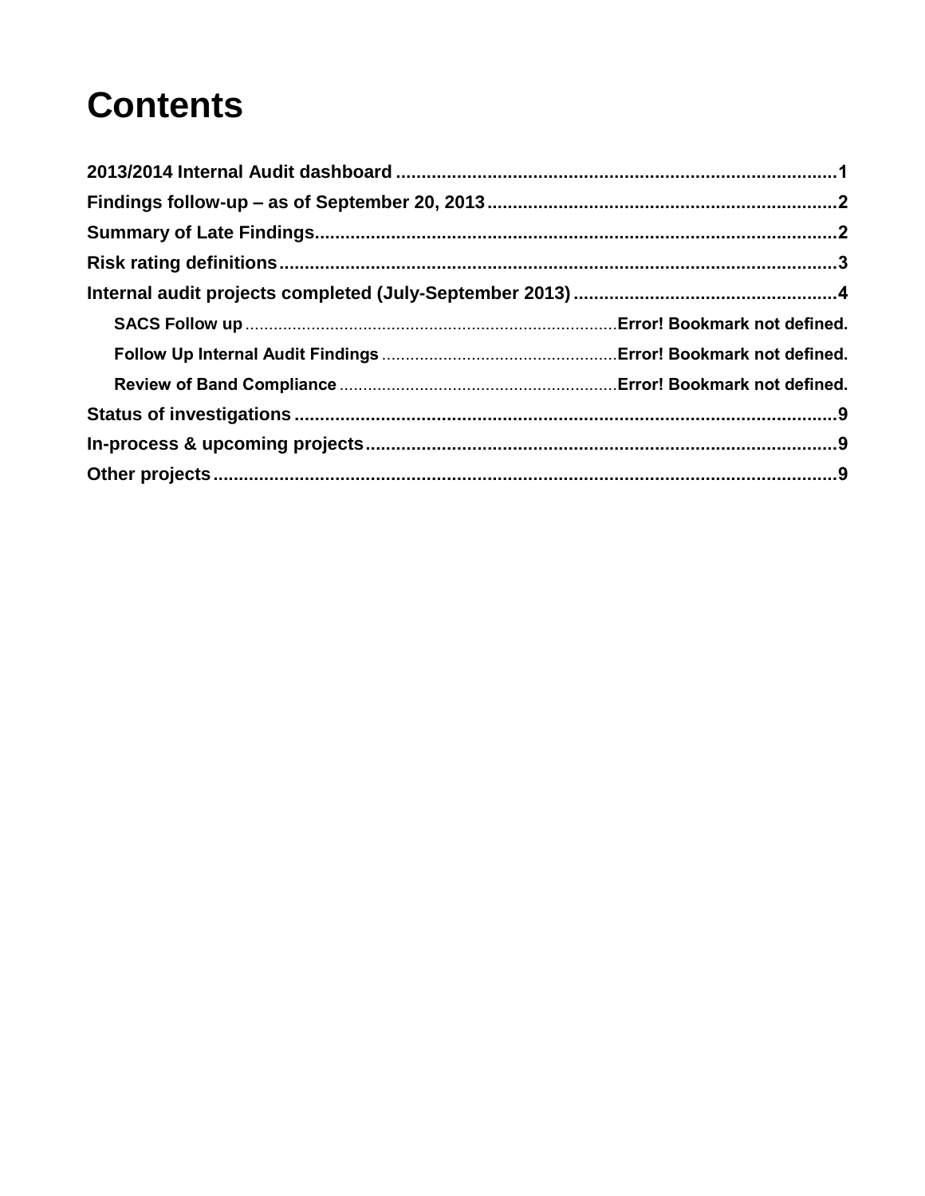# Contents

2013/2014 Internal Audit dashboard ........................................................................................1

Findings follow-up – as of September 20, 2013 ....................................................................2

Summary of Late Findings.......................................................................................................2

Risk rating definitions...............................................................................................................3

Internal audit projects completed (July-September 2013) ....................................................4

- SACS Follow up ............................................................................Error! Bookmark not defined.
- Follow Up Internal Audit Findings ..................................................Error! Bookmark not defined.
- Review of Band Compliance ...........................................................Error! Bookmark not defined.

Status of investigations ...........................................................................................................9

In-process & upcoming projects.............................................................................................9

Other projects ...........................................................................................................................9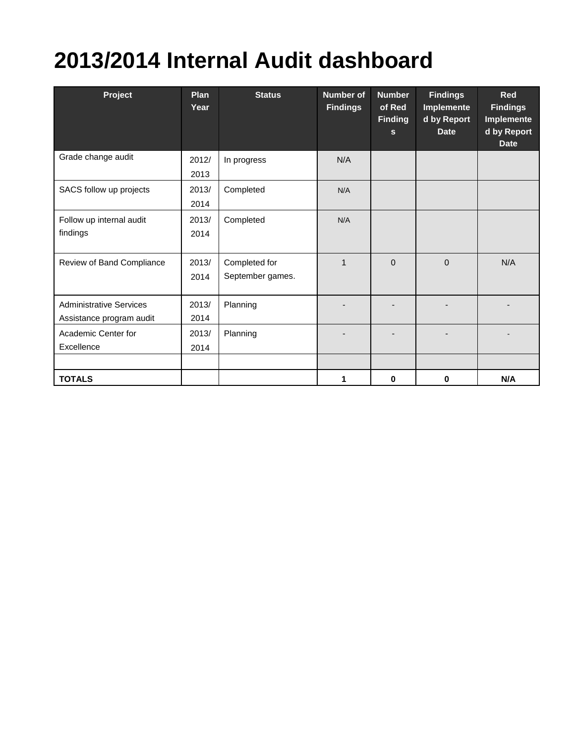# 2013/2014 Internal Audit dashboard

| Project | Plan Year | Status | Number of Findings | Number of Red Findings | Findings Implemented by Report Date | Red Findings Implemented by Report Date |
|---|---|---|---|---|---|---|
| Grade change audit | 2012/2013 | In progress | N/A | | | |
| SACS follow up projects | 2013/2014 | Completed | N/A | | | |
| Follow up internal audit findings | 2013/2014 | Completed | N/A | | | |
| Review of Band Compliance | 2013/2014 | Completed for September games. | 1 | 0 | 0 | N/A |
| Administrative Services Assistance program audit | 2013/2014 | Planning | - | - | - | - |
| Academic Center for Excellence | 2013/2014 | Planning | - | - | - | - |
| | | | | | | |
| **TOTALS** | | | **1** | **0** | **0** | **N/A** |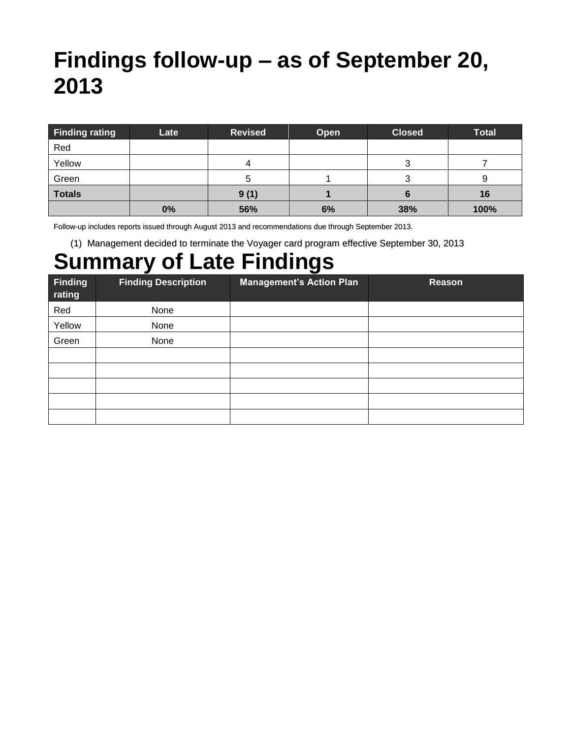# Findings follow-up – as of September 20, 2013

| Finding rating | Late | Revised | Open | Closed | Total |
|---|---|---|---|---|---|
| Red | | | | | |
| Yellow | | 4 | | 3 | 7 |
| Green | | 5 | 1 | 3 | 9 |
| **Totals** | | **9 (1)** | **1** | **6** | **16** |
| | **0%** | **56%** | **6%** | **38%** | **100%** |

Follow-up includes reports issued through August 2013 and recommendations due through September 2013.

(1) Management decided to terminate the Voyager card program effective September 30, 2013

# Summary of Late Findings

| Finding rating | Finding Description | Management's Action Plan | Reason |
|---|---|---|---|
| Red | None | | |
| Yellow | None | | |
| Green | None | | |
| | | | |
| | | | |
| | | | |
| | | | |
| | | | |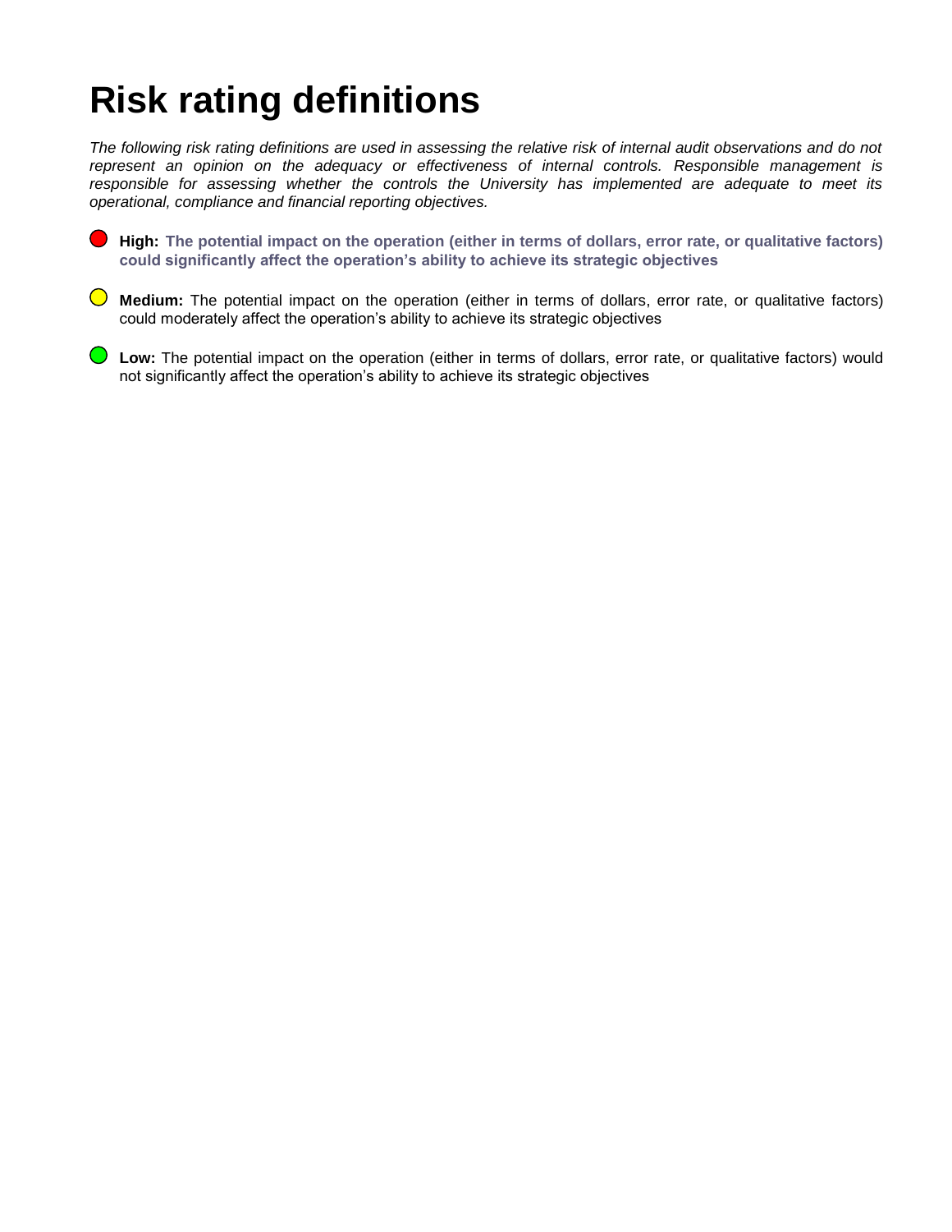# Risk rating definitions

*The following risk rating definitions are used in assessing the relative risk of internal audit observations and do not represent an opinion on the adequacy or effectiveness of internal controls. Responsible management is responsible for assessing whether the controls the University has implemented are adequate to meet its operational, compliance and financial reporting objectives.*

- **High:** **The potential impact on the operation (either in terms of dollars, error rate, or qualitative factors) could significantly affect the operation's ability to achieve its strategic objectives**

- **Medium:** The potential impact on the operation (either in terms of dollars, error rate, or qualitative factors) could moderately affect the operation's ability to achieve its strategic objectives

- **Low:** The potential impact on the operation (either in terms of dollars, error rate, or qualitative factors) would not significantly affect the operation's ability to achieve its strategic objectives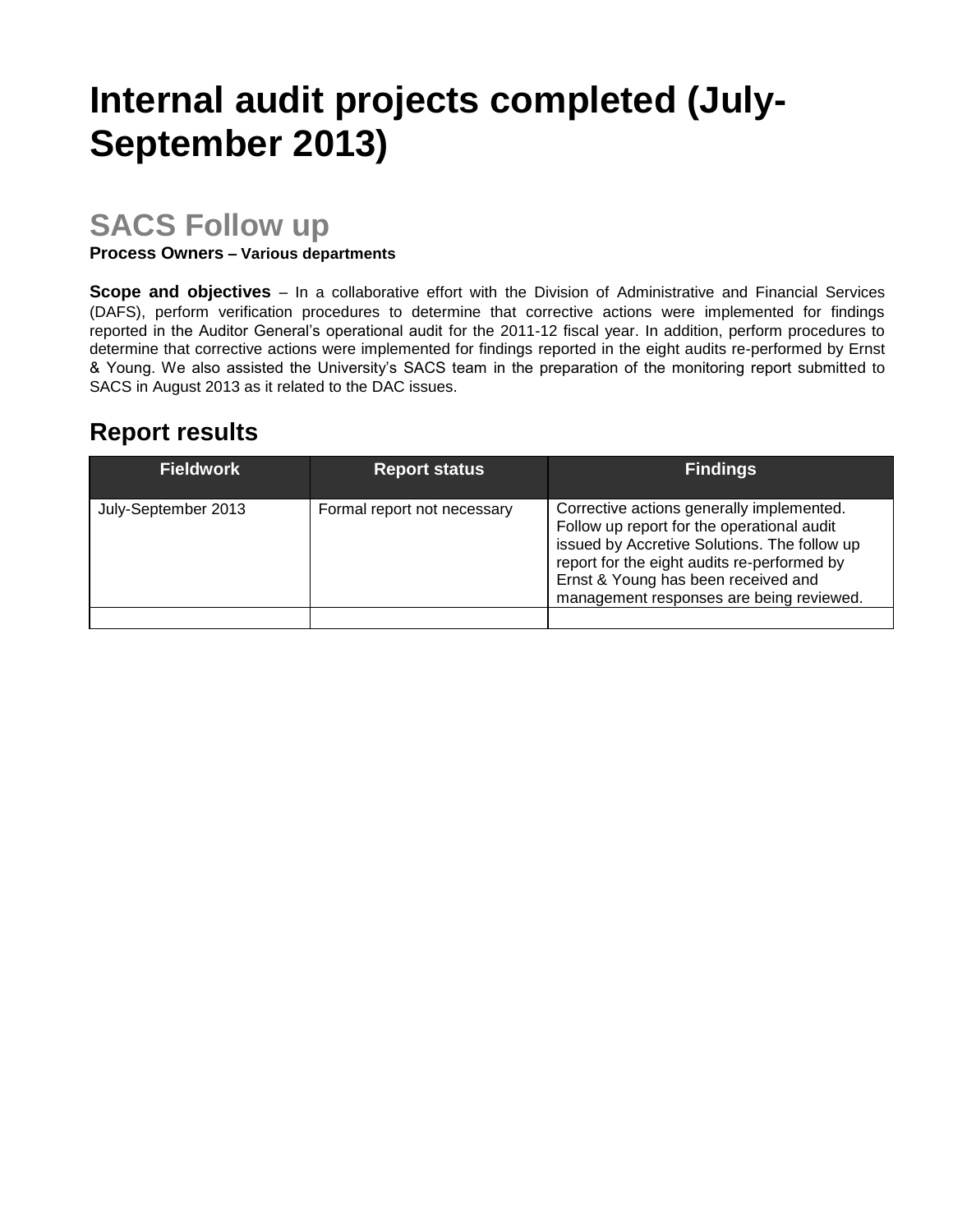# Internal audit projects completed (July-September 2013)

## SACS Follow up

**Process Owners – Various departments**

**Scope and objectives** – In a collaborative effort with the Division of Administrative and Financial Services (DAFS), perform verification procedures to determine that corrective actions were implemented for findings reported in the Auditor General's operational audit for the 2011-12 fiscal year. In addition, perform procedures to determine that corrective actions were implemented for findings reported in the eight audits re-performed by Ernst & Young. We also assisted the University's SACS team in the preparation of the monitoring report submitted to SACS in August 2013 as it related to the DAC issues.

### Report results

| Fieldwork | Report status | Findings |
| --- | --- | --- |
| July-September 2013 | Formal report not necessary | Corrective actions generally implemented. Follow up report for the operational audit issued by Accretive Solutions. The follow up report for the eight audits re-performed by Ernst & Young has been received and management responses are being reviewed. |
| | | |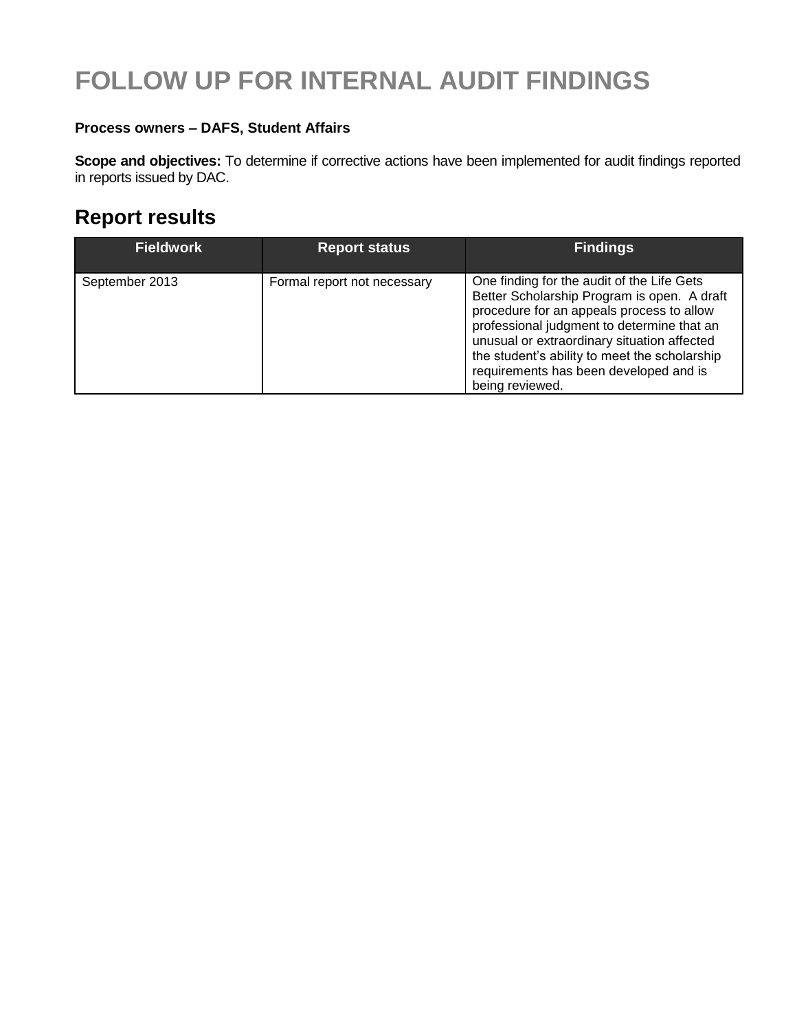# FOLLOW UP FOR INTERNAL AUDIT FINDINGS

**Process owners – DAFS, Student Affairs**

**Scope and objectives:** To determine if corrective actions have been implemented for audit findings reported in reports issued by DAC.

## Report results

| Fieldwork | Report status | Findings |
|---|---|---|
| September 2013 | Formal report not necessary | One finding for the audit of the Life Gets Better Scholarship Program is open. A draft procedure for an appeals process to allow professional judgment to determine that an unusual or extraordinary situation affected the student's ability to meet the scholarship requirements has been developed and is being reviewed. |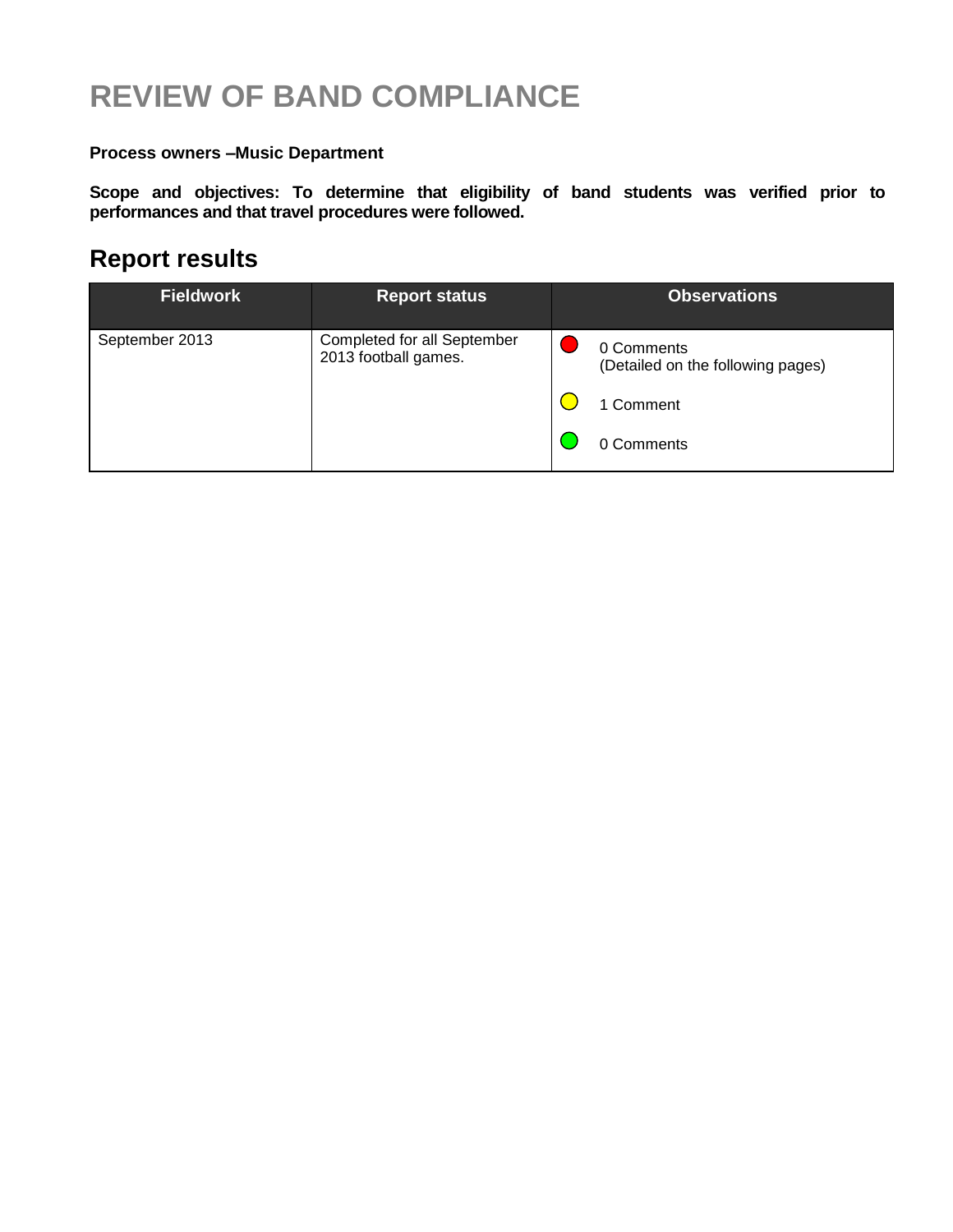# REVIEW OF BAND COMPLIANCE

**Process owners –Music Department**

**Scope and objectives: To determine that eligibility of band students was verified prior to performances and that travel procedures were followed.**

## Report results

| Fieldwork | Report status | Observations |
|---|---|---|
| September 2013 | Completed for all September 2013 football games. | 🔴 0 Comments (Detailed on the following pages)<br>🟡 1 Comment<br>🟢 0 Comments |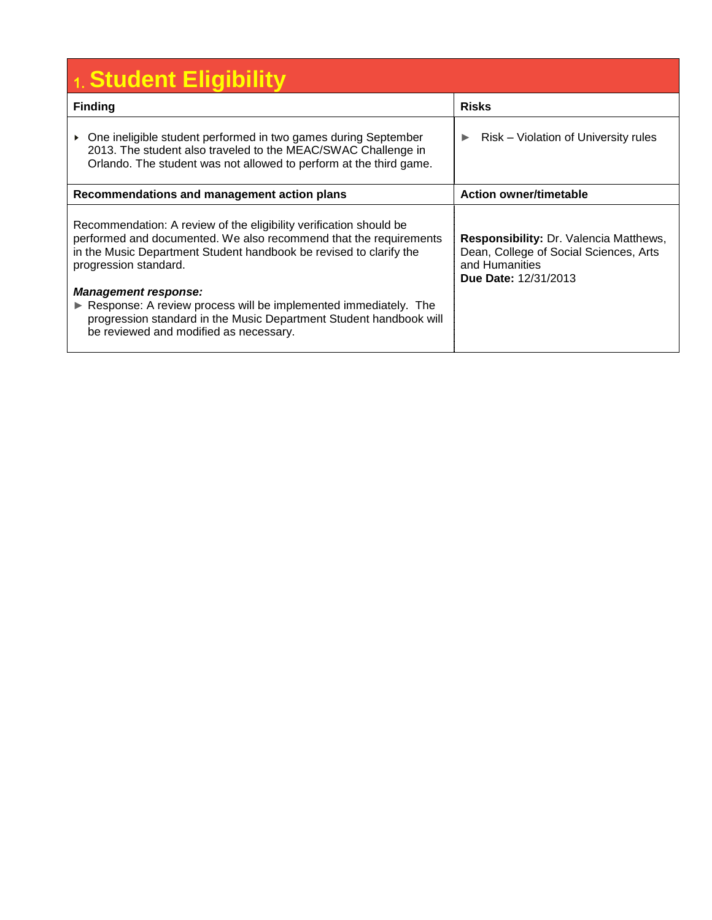# 1. Student Eligibility

| Finding | Risks |
|---|---|
| ▸ One ineligible student performed in two games during September 2013. The student also traveled to the MEAC/SWAC Challenge in Orlando. The student was not allowed to perform at the third game. | ► Risk – Violation of University rules |
| **Recommendations and management action plans** | **Action owner/timetable** |
| Recommendation: A review of the eligibility verification should be performed and documented. We also recommend that the requirements in the Music Department Student handbook be revised to clarify the progression standard.<br><br>***Management response:***<br>► Response: A review process will be implemented immediately. The progression standard in the Music Department Student handbook will be reviewed and modified as necessary. | **Responsibility:** Dr. Valencia Matthews, Dean, College of Social Sciences, Arts and Humanities<br>**Due Date:** 12/31/2013 |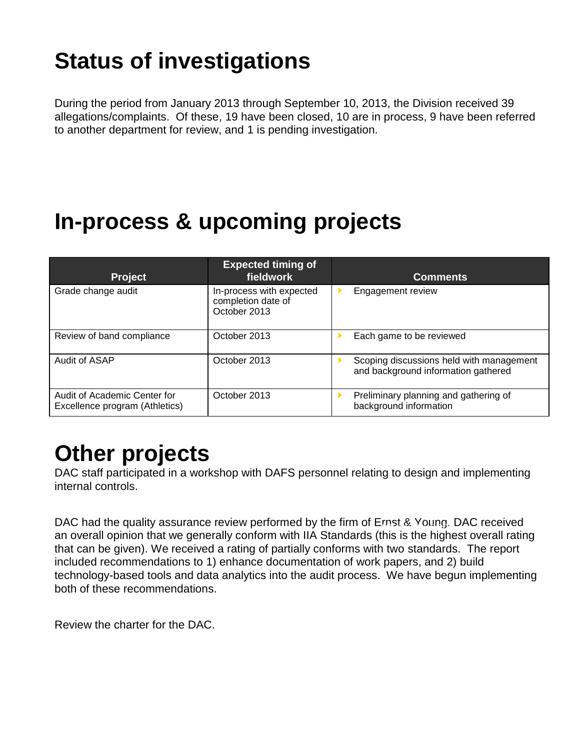# Status of investigations

During the period from January 2013 through September 10, 2013, the Division received 39 allegations/complaints. Of these, 19 have been closed, 10 are in process, 9 have been referred to another department for review, and 1 is pending investigation.

# In-process & upcoming projects

| Project | Expected timing of fieldwork | Comments |
|---|---|---|
| Grade change audit | In-process with expected completion date of October 2013 | Engagement review |
| Review of band compliance | October 2013 | Each game to be reviewed |
| Audit of ASAP | October 2013 | Scoping discussions held with management and background information gathered |
| Audit of Academic Center for Excellence program (Athletics) | October 2013 | Preliminary planning and gathering of background information |

# Other projects

DAC staff participated in a workshop with DAFS personnel relating to design and implementing internal controls.

DAC had the quality assurance review performed by the firm of Ernst & Young. DAC received an overall opinion that we generally conform with IIA Standards (this is the highest overall rating that can be given). We received a rating of partially conforms with two standards. The report included recommendations to 1) enhance documentation of work papers, and 2) build technology-based tools and data analytics into the audit process. We have begun implementing both of these recommendations.

Review the charter for the DAC.